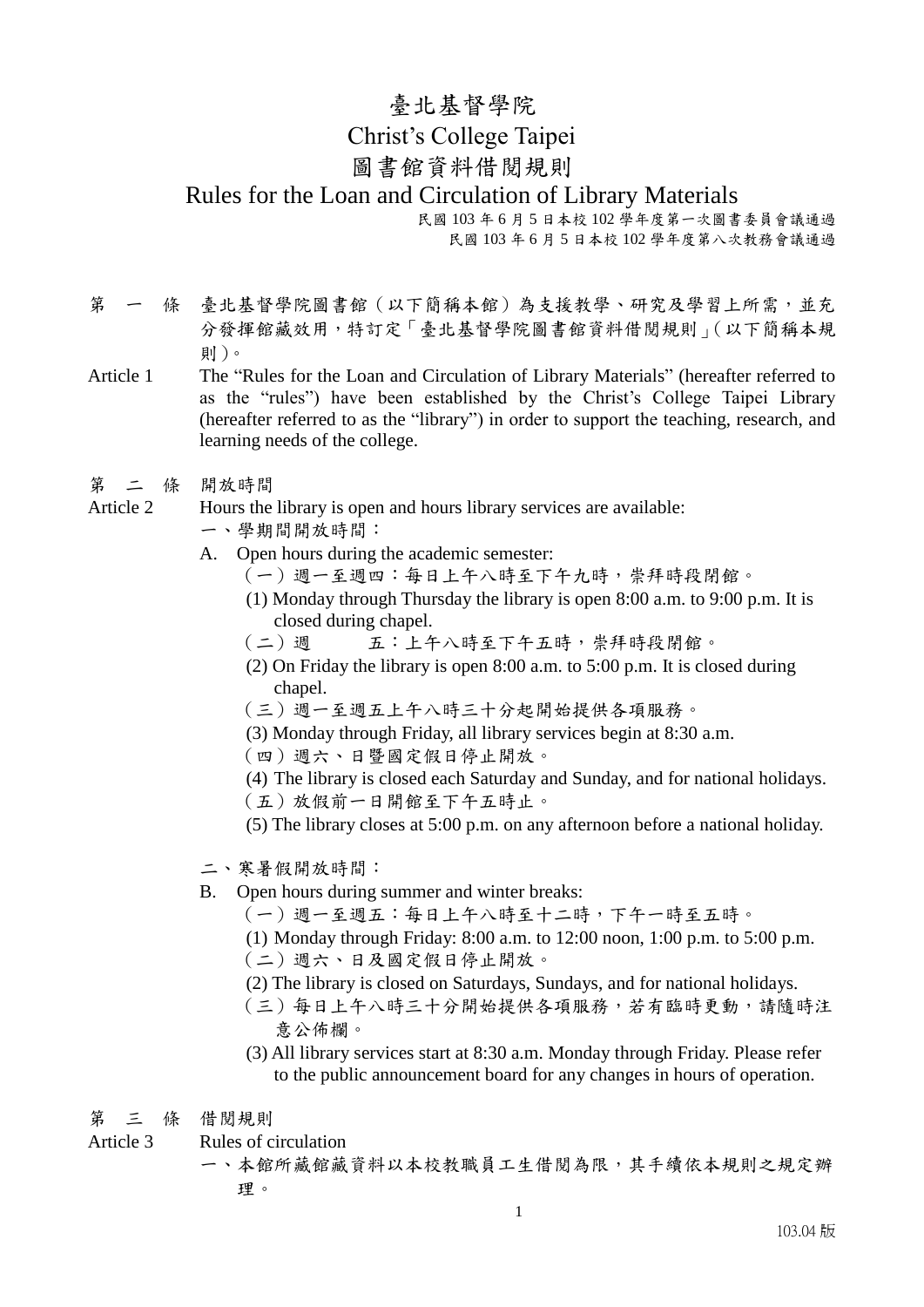# 臺北基督學院

# Christ's College Taipei

# 圖書館資料借閱規則

# Rules for the Loan and Circulation of Library Materials

民國 103 年 6 月 5 日本校 102 學年度第一次圖書委員會議通過
民國 103 年 6 月 5 日本校 102 學年度第八次教務會議通過

第 一 條 臺北基督學院圖書館（以下簡稱本館）為支援教學、研究及學習上所需，並充分發揮館藏效用，特訂定「臺北基督學院圖書館資料借閱規則」（以下簡稱本規則）。

Article 1 The "Rules for the Loan and Circulation of Library Materials" (hereafter referred to as the "rules") have been established by the Christ's College Taipei Library (hereafter referred to as the "library") in order to support the teaching, research, and learning needs of the college.

第 二 條 開放時間

Article 2 Hours the library is open and hours library services are available:

一、學期間開放時間：

A. Open hours during the academic semester:

（一）週一至週四：每日上午八時至下午九時，崇拜時段閉館。

(1) Monday through Thursday the library is open 8:00 a.m. to 9:00 p.m. It is closed during chapel.

（二）週　　五：上午八時至下午五時，崇拜時段閉館。

(2) On Friday the library is open 8:00 a.m. to 5:00 p.m. It is closed during chapel.

（三）週一至週五上午八時三十分起開始提供各項服務。

(3) Monday through Friday, all library services begin at 8:30 a.m.

（四）週六、日暨國定假日停止開放。

(4) The library is closed each Saturday and Sunday, and for national holidays.

（五）放假前一日開館至下午五時止。

(5) The library closes at 5:00 p.m. on any afternoon before a national holiday.

二、寒暑假開放時間：

B. Open hours during summer and winter breaks:

（一）週一至週五：每日上午八時至十二時，下午一時至五時。

(1) Monday through Friday: 8:00 a.m. to 12:00 noon, 1:00 p.m. to 5:00 p.m.

（二）週六、日及國定假日停止開放。

(2) The library is closed on Saturdays, Sundays, and for national holidays.

（三）每日上午八時三十分開始提供各項服務，若有臨時更動，請隨時注意公佈欄。

(3) All library services start at 8:30 a.m. Monday through Friday. Please refer to the public announcement board for any changes in hours of operation.

第 三 條 借閱規則

Article 3 Rules of circulation

一、本館所藏館藏資料以本校教職員工生借閱為限，其手續依本規則之規定辦理。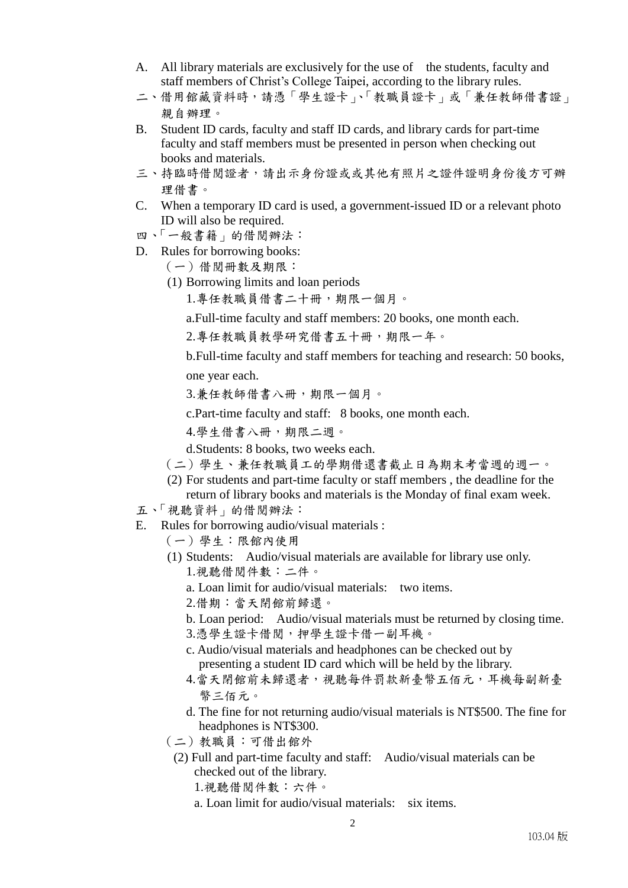A. All library materials are exclusively for the use of the students, faculty and staff members of Christ's College Taipei, according to the library rules.

二、借用館藏資料時，請憑「學生證卡」、「教職員證卡」或「兼任教師借書證」親自辦理。

B. Student ID cards, faculty and staff ID cards, and library cards for part-time faculty and staff members must be presented in person when checking out books and materials.

三、持臨時借閱證者，請出示身份證或或其他有照片之證件證明身份後方可辦理借書。

C. When a temporary ID card is used, a government-issued ID or a relevant photo ID will also be required.

四、「一般書籍」的借閱辦法：

D. Rules for borrowing books:

（一）借閱冊數及期限：

(1) Borrowing limits and loan periods

1.專任教職員借書二十冊，期限一個月。

a.Full-time faculty and staff members: 20 books, one month each.

2.專任教職員教學研究借書五十冊，期限一年。

b.Full-time faculty and staff members for teaching and research: 50 books, one year each.

3.兼任教師借書八冊，期限一個月。

c.Part-time faculty and staff: 8 books, one month each.

4.學生借書八冊，期限二週。

d.Students: 8 books, two weeks each.

（二）學生、兼任教職員工的學期借還書截止日為期末考當週的週一。

(2) For students and part-time faculty or staff members , the deadline for the return of library books and materials is the Monday of final exam week.

五、「視聽資料」的借閱辦法：

E. Rules for borrowing audio/visual materials :

（一）學生：限館內使用

(1) Students: Audio/visual materials are available for library use only.

1.視聽借閱件數：二件。

a. Loan limit for audio/visual materials: two items.

2.借期：當天閉館前歸還。

b. Loan period: Audio/visual materials must be returned by closing time.

3.憑學生證卡借閱，押學生證卡借一副耳機。

c. Audio/visual materials and headphones can be checked out by presenting a student ID card which will be held by the library.

4.當天閉館前未歸還者，視聽每件罰款新臺幣五佰元，耳機每副新臺幣三佰元。

d. The fine for not returning audio/visual materials is NT$500. The fine for headphones is NT$300.

（二）教職員：可借出館外

(2) Full and part-time faculty and staff: Audio/visual materials can be checked out of the library.

1.視聽借閱件數：六件。

a. Loan limit for audio/visual materials: six items.

103.04 版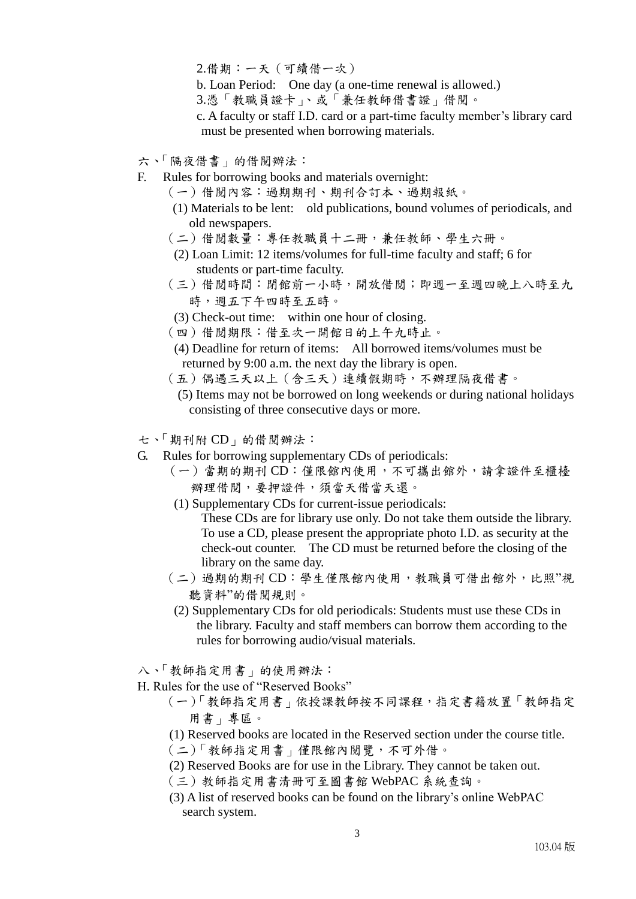2.借期：一天（可續借一次）

b. Loan Period: One day (a one-time renewal is allowed.)

3.憑「教職員證卡」、或「兼任教師借書證」借閱。

c. A faculty or staff I.D. card or a part-time faculty member's library card must be presented when borrowing materials.

六、「隔夜借書」的借閱辦法：

F. Rules for borrowing books and materials overnight:

（一）借閱內容：過期期刊、期刊合訂本、過期報紙。

(1) Materials to be lent: old publications, bound volumes of periodicals, and old newspapers.

（二）借閱數量：專任教職員十二冊，兼任教師、學生六冊。

(2) Loan Limit: 12 items/volumes for full-time faculty and staff; 6 for students or part-time faculty.

（三）借閱時間：閉館前一小時，開放借閱；即週一至週四晚上八時至九時，週五下午四時至五時。

(3) Check-out time: within one hour of closing.

（四）借閱期限：借至次一開館日的上午九時止。

(4) Deadline for return of items: All borrowed items/volumes must be returned by 9:00 a.m. the next day the library is open.

（五）偶遇三天以上（含三天）連續假期時，不辦理隔夜借書。

(5) Items may not be borrowed on long weekends or during national holidays consisting of three consecutive days or more.

七、「期刊附 CD」的借閱辦法：

G. Rules for borrowing supplementary CDs of periodicals:

（一）當期的期刊 CD：僅限館內使用，不可攜出館外，請拿證件至櫃檯辦理借閱，要押證件，須當天借當天還。

(1) Supplementary CDs for current-issue periodicals:
These CDs are for library use only. Do not take them outside the library. To use a CD, please present the appropriate photo I.D. as security at the check-out counter. The CD must be returned before the closing of the library on the same day.

（二）過期的期刊 CD：學生僅限館內使用，教職員可借出館外，比照"視聽資料"的借閱規則。

(2) Supplementary CDs for old periodicals: Students must use these CDs in the library. Faculty and staff members can borrow them according to the rules for borrowing audio/visual materials.

八、「教師指定用書」的使用辦法：

H. Rules for the use of "Reserved Books"

（一）「教師指定用書」依授課教師按不同課程，指定書籍放置「教師指定用書」專區。

(1) Reserved books are located in the Reserved section under the course title.

（二）「教師指定用書」僅限館內閱覽，不可外借。

(2) Reserved Books are for use in the Library. They cannot be taken out.

（三）教師指定用書清冊可至圖書館 WebPAC 系統查詢。

(3) A list of reserved books can be found on the library's online WebPAC search system.

103.04 版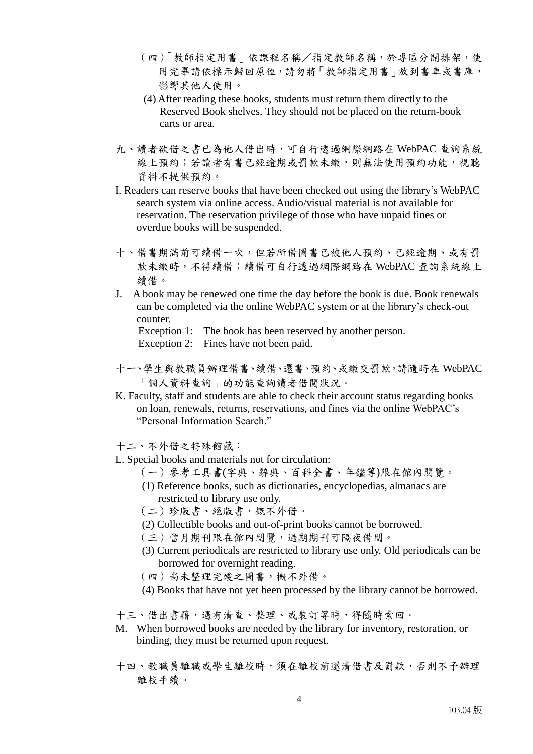（四）「教師指定用書」依課程名稱／指定教師名稱，於專區分開排架，使用完畢請依標示歸回原位，請勿將「教師指定用書」放到書車或書庫，影響其他人使用。

(4) After reading these books, students must return them directly to the Reserved Book shelves. They should not be placed on the return-book carts or area.

九、讀者欲借之書已為他人借出時，可自行透過網際網路在 WebPAC 查詢系統線上預約；若讀者有書已經逾期或罰款未繳，則無法使用預約功能，視聽資料不提供預約。

I. Readers can reserve books that have been checked out using the library's WebPAC search system via online access. Audio/visual material is not available for reservation. The reservation privilege of those who have unpaid fines or overdue books will be suspended.

十、借書期滿前可續借一次，但若所借圖書已被他人預約、已經逾期、或有罰款未繳時，不得續借；續借可自行透過網際網路在 WebPAC 查詢系統線上續借。

J. A book may be renewed one time the day before the book is due. Book renewals can be completed via the online WebPAC system or at the library's check-out counter.

Exception 1: The book has been reserved by another person.

Exception 2: Fines have not been paid.

十一、學生與教職員辦理借書、續借、還書、預約、或繳交罰款，請隨時在 WebPAC「個人資料查詢」的功能查詢讀者借閱狀況。

K. Faculty, staff and students are able to check their account status regarding books on loan, renewals, returns, reservations, and fines via the online WebPAC's "Personal Information Search."

十二、不外借之特殊館藏：

L. Special books and materials not for circulation:

（一）參考工具書(字典、辭典、百科全書、年鑑等)限在館內閱覽。

(1) Reference books, such as dictionaries, encyclopedias, almanacs are restricted to library use only.

（二）珍版書、絕版書，概不外借。

(2) Collectible books and out-of-print books cannot be borrowed.

（三）當月期刊限在館內閱覽，過期期刊可隔夜借閱。

(3) Current periodicals are restricted to library use only. Old periodicals can be borrowed for overnight reading.

（四）尚未整理完竣之圖書，概不外借。

(4) Books that have not yet been processed by the library cannot be borrowed.

十三、借出書籍，遇有清查、整理、或裝訂等時，得隨時索回。

M. When borrowed books are needed by the library for inventory, restoration, or binding, they must be returned upon request.

十四、教職員離職或學生離校時，須在離校前還清借書及罰款，否則不予辦理離校手續。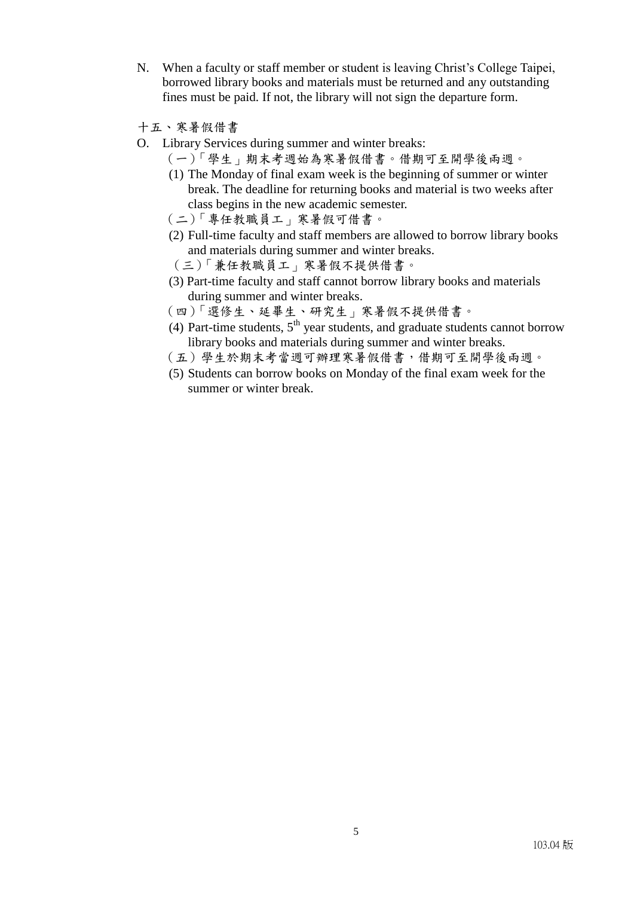N. When a faculty or staff member or student is leaving Christ's College Taipei, borrowed library books and materials must be returned and any outstanding fines must be paid. If not, the library will not sign the departure form.

十五、寒暑假借書

O. Library Services during summer and winter breaks:

（一）「學生」期末考週始為寒暑假借書。借期可至開學後兩週。

(1) The Monday of final exam week is the beginning of summer or winter break. The deadline for returning books and material is two weeks after class begins in the new academic semester.

（二）「專任教職員工」寒暑假可借書。

(2) Full-time faculty and staff members are allowed to borrow library books and materials during summer and winter breaks.

（三）「兼任教職員工」寒暑假不提供借書。

(3) Part-time faculty and staff cannot borrow library books and materials during summer and winter breaks.

（四）「選修生、延畢生、研究生」寒暑假不提供借書。

(4) Part-time students, 5th year students, and graduate students cannot borrow library books and materials during summer and winter breaks.

（五）學生於期末考當週可辦理寒暑假借書，借期可至開學後兩週。

(5) Students can borrow books on Monday of the final exam week for the summer or winter break.

103.04 版